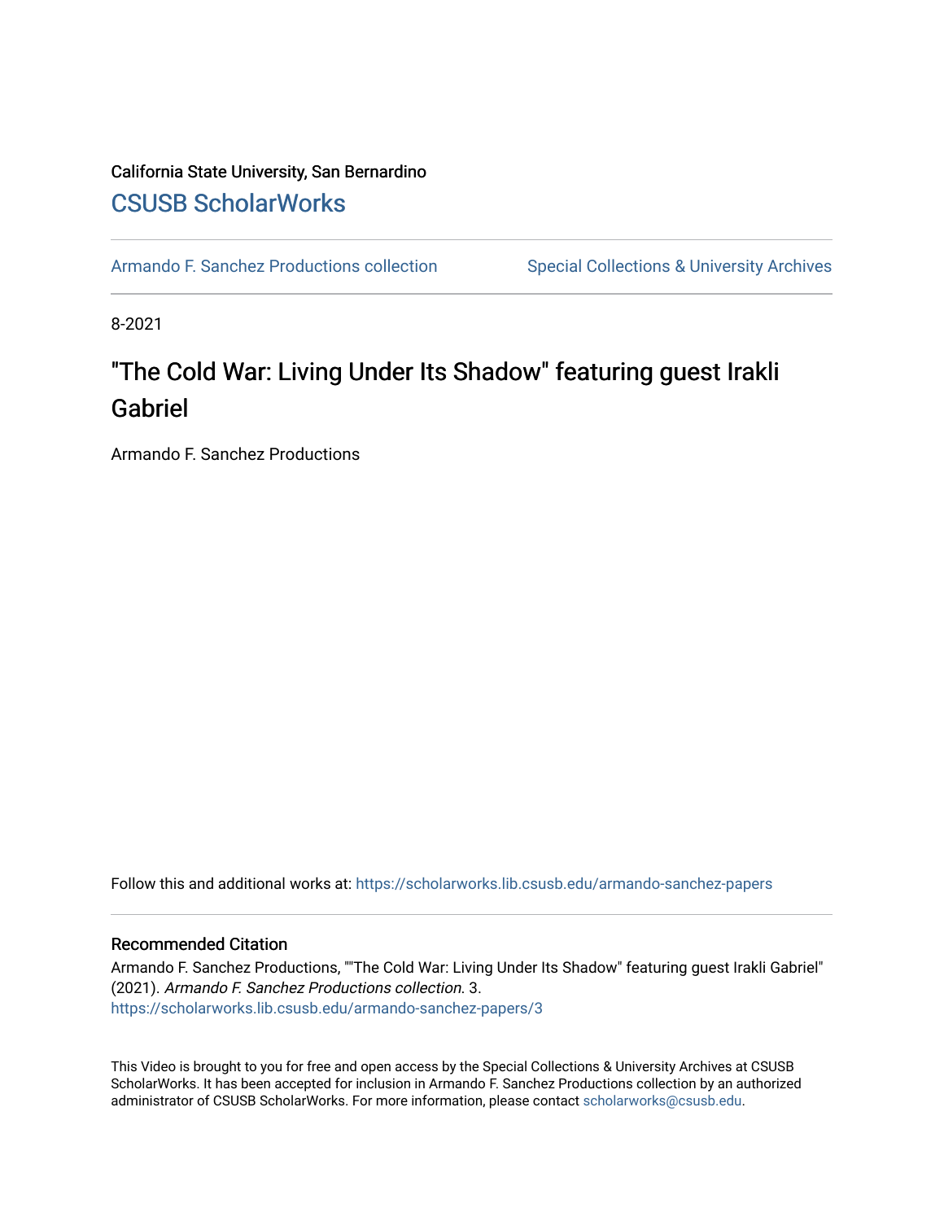California State University, San Bernardino

## CSUSB ScholarWorks

Armando F. Sanchez Productions collection | Special Collections & University Archives

8-2021

# "The Cold War: Living Under Its Shadow" featuring guest Irakli Gabriel

Armando F. Sanchez Productions

Follow this and additional works at: https://scholarworks.lib.csusb.edu/armando-sanchez-papers

### Recommended Citation

Armando F. Sanchez Productions, ""The Cold War: Living Under Its Shadow" featuring guest Irakli Gabriel" (2021). *Armando F. Sanchez Productions collection*. 3.
https://scholarworks.lib.csusb.edu/armando-sanchez-papers/3

This Video is brought to you for free and open access by the Special Collections & University Archives at CSUSB ScholarWorks. It has been accepted for inclusion in Armando F. Sanchez Productions collection by an authorized administrator of CSUSB ScholarWorks. For more information, please contact scholarworks@csusb.edu.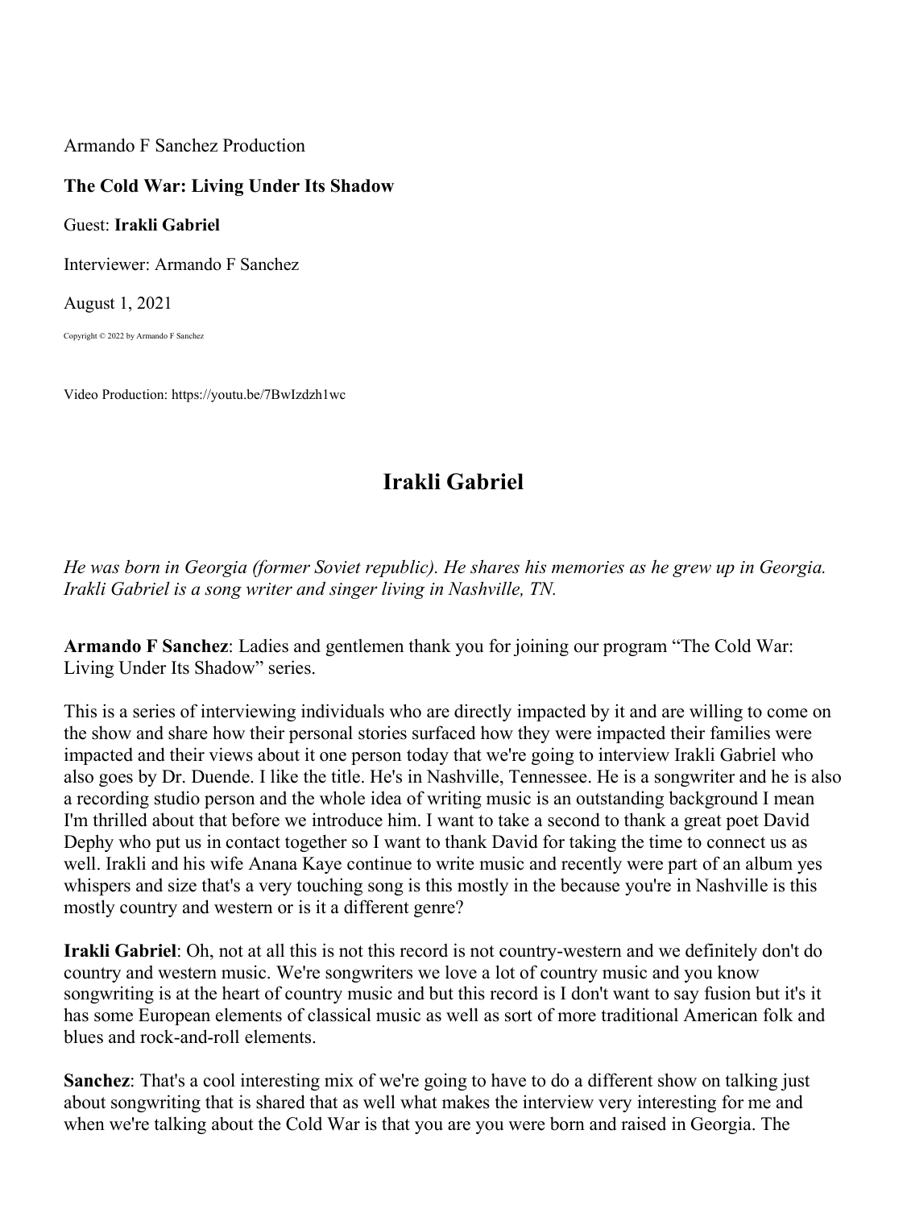Armando F Sanchez Production

**The Cold War: Living Under Its Shadow**

Guest: **Irakli Gabriel**

Interviewer: Armando F Sanchez

August 1, 2021

Copyright © 2022 by Armando F Sanchez

Video Production: https://youtu.be/7BwIzdzh1wc

## Irakli Gabriel

*He was born in Georgia (former Soviet republic). He shares his memories as he grew up in Georgia. Irakli Gabriel is a song writer and singer living in Nashville, TN.*

**Armando F Sanchez**: Ladies and gentlemen thank you for joining our program "The Cold War: Living Under Its Shadow" series.

This is a series of interviewing individuals who are directly impacted by it and are willing to come on the show and share how their personal stories surfaced how they were impacted their families were impacted and their views about it one person today that we're going to interview Irakli Gabriel who also goes by Dr. Duende. I like the title. He's in Nashville, Tennessee. He is a songwriter and he is also a recording studio person and the whole idea of writing music is an outstanding background I mean I'm thrilled about that before we introduce him. I want to take a second to thank a great poet David Dephy who put us in contact together so I want to thank David for taking the time to connect us as well. Irakli and his wife Anana Kaye continue to write music and recently were part of an album yes whispers and size that's a very touching song is this mostly in the because you're in Nashville is this mostly country and western or is it a different genre?

**Irakli Gabriel**: Oh, not at all this is not this record is not country-western and we definitely don't do country and western music. We're songwriters we love a lot of country music and you know songwriting is at the heart of country music and but this record is I don't want to say fusion but it's it has some European elements of classical music as well as sort of more traditional American folk and blues and rock-and-roll elements.

**Sanchez**: That's a cool interesting mix of we're going to have to do a different show on talking just about songwriting that is shared that as well what makes the interview very interesting for me and when we're talking about the Cold War is that you are you were born and raised in Georgia. The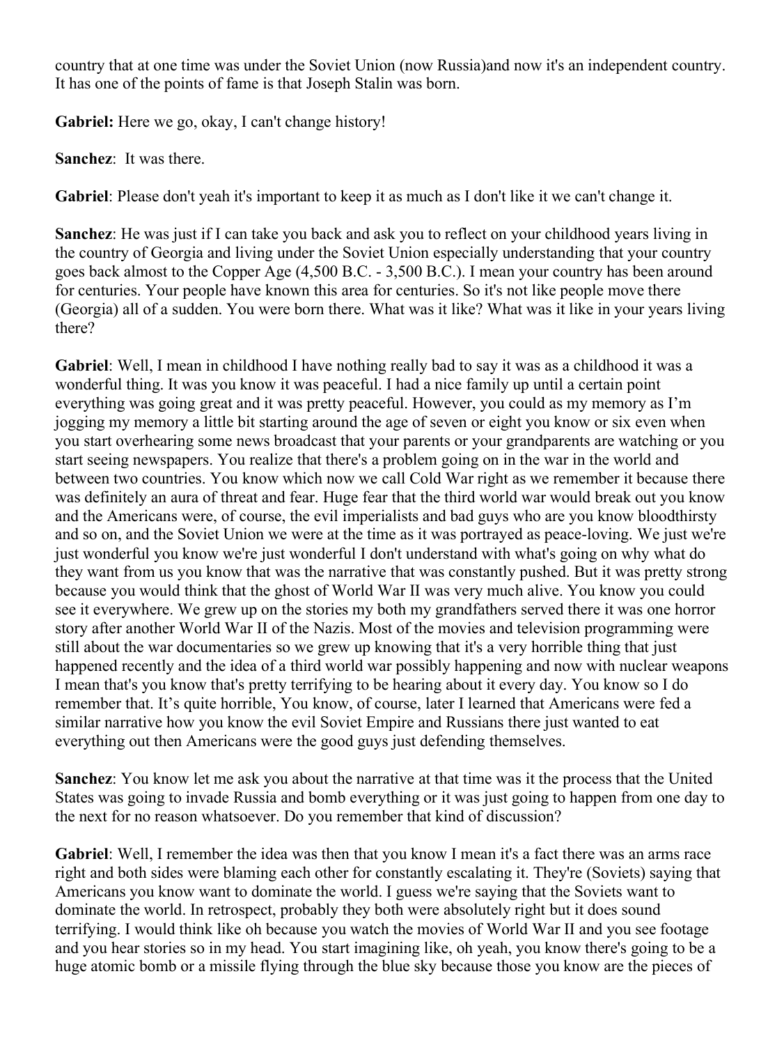country that at one time was under the Soviet Union (now Russia)and now it's an independent country. It has one of the points of fame is that Joseph Stalin was born.

**Gabriel:** Here we go, okay, I can't change history!

**Sanchez**: It was there.

**Gabriel**: Please don't yeah it's important to keep it as much as I don't like it we can't change it.

**Sanchez**: He was just if I can take you back and ask you to reflect on your childhood years living in the country of Georgia and living under the Soviet Union especially understanding that your country goes back almost to the Copper Age (4,500 B.C. - 3,500 B.C.). I mean your country has been around for centuries. Your people have known this area for centuries. So it's not like people move there (Georgia) all of a sudden. You were born there. What was it like? What was it like in your years living there?

**Gabriel**: Well, I mean in childhood I have nothing really bad to say it was as a childhood it was a wonderful thing. It was you know it was peaceful. I had a nice family up until a certain point everything was going great and it was pretty peaceful. However, you could as my memory as I'm jogging my memory a little bit starting around the age of seven or eight you know or six even when you start overhearing some news broadcast that your parents or your grandparents are watching or you start seeing newspapers. You realize that there's a problem going on in the war in the world and between two countries. You know which now we call Cold War right as we remember it because there was definitely an aura of threat and fear. Huge fear that the third world war would break out you know and the Americans were, of course, the evil imperialists and bad guys who are you know bloodthirsty and so on, and the Soviet Union we were at the time as it was portrayed as peace-loving. We just we're just wonderful you know we're just wonderful I don't understand with what's going on why what do they want from us you know that was the narrative that was constantly pushed. But it was pretty strong because you would think that the ghost of World War II was very much alive. You know you could see it everywhere. We grew up on the stories my both my grandfathers served there it was one horror story after another World War II of the Nazis. Most of the movies and television programming were still about the war documentaries so we grew up knowing that it's a very horrible thing that just happened recently and the idea of a third world war possibly happening and now with nuclear weapons I mean that's you know that's pretty terrifying to be hearing about it every day. You know so I do remember that. It's quite horrible, You know, of course, later I learned that Americans were fed a similar narrative how you know the evil Soviet Empire and Russians there just wanted to eat everything out then Americans were the good guys just defending themselves.

**Sanchez**: You know let me ask you about the narrative at that time was it the process that the United States was going to invade Russia and bomb everything or it was just going to happen from one day to the next for no reason whatsoever. Do you remember that kind of discussion?

**Gabriel**: Well, I remember the idea was then that you know I mean it's a fact there was an arms race right and both sides were blaming each other for constantly escalating it. They're (Soviets) saying that Americans you know want to dominate the world. I guess we're saying that the Soviets want to dominate the world. In retrospect, probably they both were absolutely right but it does sound terrifying. I would think like oh because you watch the movies of World War II and you see footage and you hear stories so in my head. You start imagining like, oh yeah, you know there's going to be a huge atomic bomb or a missile flying through the blue sky because those you know are the pieces of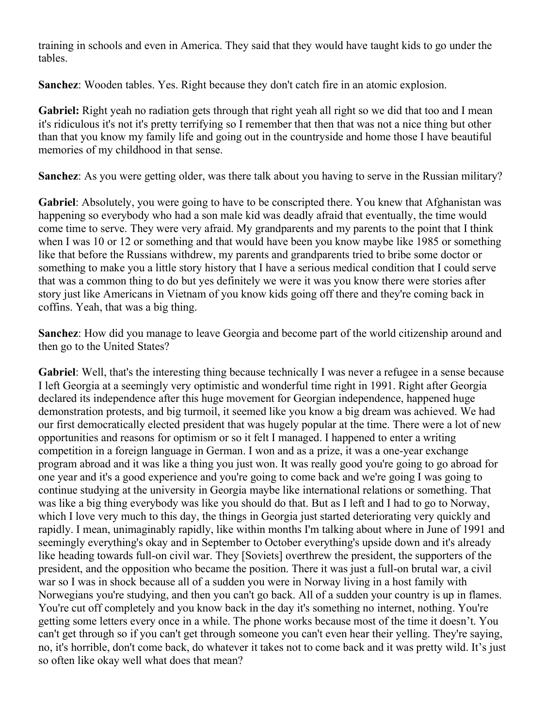training in schools and even in America. They said that they would have taught kids to go under the tables.

**Sanchez**: Wooden tables. Yes. Right because they don't catch fire in an atomic explosion.

**Gabriel:** Right yeah no radiation gets through that right yeah all right so we did that too and I mean it's ridiculous it's not it's pretty terrifying so I remember that then that was not a nice thing but other than that you know my family life and going out in the countryside and home those I have beautiful memories of my childhood in that sense.

**Sanchez**: As you were getting older, was there talk about you having to serve in the Russian military?

**Gabriel**: Absolutely, you were going to have to be conscripted there. You knew that Afghanistan was happening so everybody who had a son male kid was deadly afraid that eventually, the time would come time to serve. They were very afraid. My grandparents and my parents to the point that I think when I was 10 or 12 or something and that would have been you know maybe like 1985 or something like that before the Russians withdrew, my parents and grandparents tried to bribe some doctor or something to make you a little story history that I have a serious medical condition that I could serve that was a common thing to do but yes definitely we were it was you know there were stories after story just like Americans in Vietnam of you know kids going off there and they're coming back in coffins. Yeah, that was a big thing.

**Sanchez**: How did you manage to leave Georgia and become part of the world citizenship around and then go to the United States?

**Gabriel**: Well, that's the interesting thing because technically I was never a refugee in a sense because I left Georgia at a seemingly very optimistic and wonderful time right in 1991. Right after Georgia declared its independence after this huge movement for Georgian independence, happened huge demonstration protests, and big turmoil, it seemed like you know a big dream was achieved. We had our first democratically elected president that was hugely popular at the time. There were a lot of new opportunities and reasons for optimism or so it felt I managed. I happened to enter a writing competition in a foreign language in German. I won and as a prize, it was a one-year exchange program abroad and it was like a thing you just won. It was really good you're going to go abroad for one year and it's a good experience and you're going to come back and we're going I was going to continue studying at the university in Georgia maybe like international relations or something. That was like a big thing everybody was like you should do that. But as I left and I had to go to Norway, which I love very much to this day, the things in Georgia just started deteriorating very quickly and rapidly. I mean, unimaginably rapidly, like within months I'm talking about where in June of 1991 and seemingly everything's okay and in September to October everything's upside down and it's already like heading towards full-on civil war. They [Soviets] overthrew the president, the supporters of the president, and the opposition who became the position. There it was just a full-on brutal war, a civil war so I was in shock because all of a sudden you were in Norway living in a host family with Norwegians you're studying, and then you can't go back. All of a sudden your country is up in flames. You're cut off completely and you know back in the day it's something no internet, nothing. You're getting some letters every once in a while. The phone works because most of the time it doesn't. You can't get through so if you can't get through someone you can't even hear their yelling. They're saying, no, it's horrible, don't come back, do whatever it takes not to come back and it was pretty wild. It's just so often like okay well what does that mean?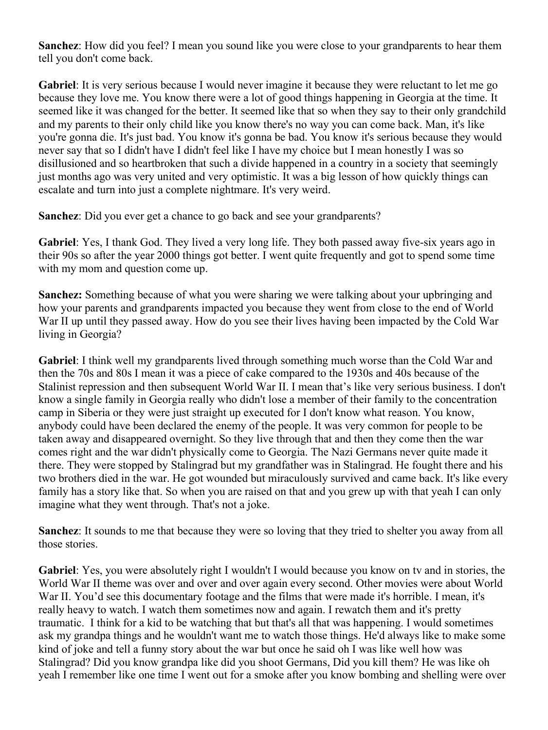**Sanchez**: How did you feel? I mean you sound like you were close to your grandparents to hear them tell you don't come back.

**Gabriel**: It is very serious because I would never imagine it because they were reluctant to let me go because they love me. You know there were a lot of good things happening in Georgia at the time. It seemed like it was changed for the better. It seemed like that so when they say to their only grandchild and my parents to their only child like you know there's no way you can come back. Man, it's like you're gonna die. It's just bad. You know it's gonna be bad. You know it's serious because they would never say that so I didn't have I didn't feel like I have my choice but I mean honestly I was so disillusioned and so heartbroken that such a divide happened in a country in a society that seemingly just months ago was very united and very optimistic. It was a big lesson of how quickly things can escalate and turn into just a complete nightmare. It's very weird.

**Sanchez**: Did you ever get a chance to go back and see your grandparents?

**Gabriel**: Yes, I thank God. They lived a very long life. They both passed away five-six years ago in their 90s so after the year 2000 things got better. I went quite frequently and got to spend some time with my mom and question come up.

**Sanchez:** Something because of what you were sharing we were talking about your upbringing and how your parents and grandparents impacted you because they went from close to the end of World War II up until they passed away. How do you see their lives having been impacted by the Cold War living in Georgia?

**Gabriel**: I think well my grandparents lived through something much worse than the Cold War and then the 70s and 80s I mean it was a piece of cake compared to the 1930s and 40s because of the Stalinist repression and then subsequent World War II. I mean that's like very serious business. I don't know a single family in Georgia really who didn't lose a member of their family to the concentration camp in Siberia or they were just straight up executed for I don't know what reason. You know, anybody could have been declared the enemy of the people. It was very common for people to be taken away and disappeared overnight. So they live through that and then they come then the war comes right and the war didn't physically come to Georgia. The Nazi Germans never quite made it there. They were stopped by Stalingrad but my grandfather was in Stalingrad. He fought there and his two brothers died in the war. He got wounded but miraculously survived and came back. It's like every family has a story like that. So when you are raised on that and you grew up with that yeah I can only imagine what they went through. That's not a joke.

**Sanchez**: It sounds to me that because they were so loving that they tried to shelter you away from all those stories.

**Gabriel**: Yes, you were absolutely right I wouldn't I would because you know on tv and in stories, the World War II theme was over and over and over again every second. Other movies were about World War II. You'd see this documentary footage and the films that were made it's horrible. I mean, it's really heavy to watch. I watch them sometimes now and again. I rewatch them and it's pretty traumatic. I think for a kid to be watching that but that's all that was happening. I would sometimes ask my grandpa things and he wouldn't want me to watch those things. He'd always like to make some kind of joke and tell a funny story about the war but once he said oh I was like well how was Stalingrad? Did you know grandpa like did you shoot Germans, Did you kill them? He was like oh yeah I remember like one time I went out for a smoke after you know bombing and shelling were over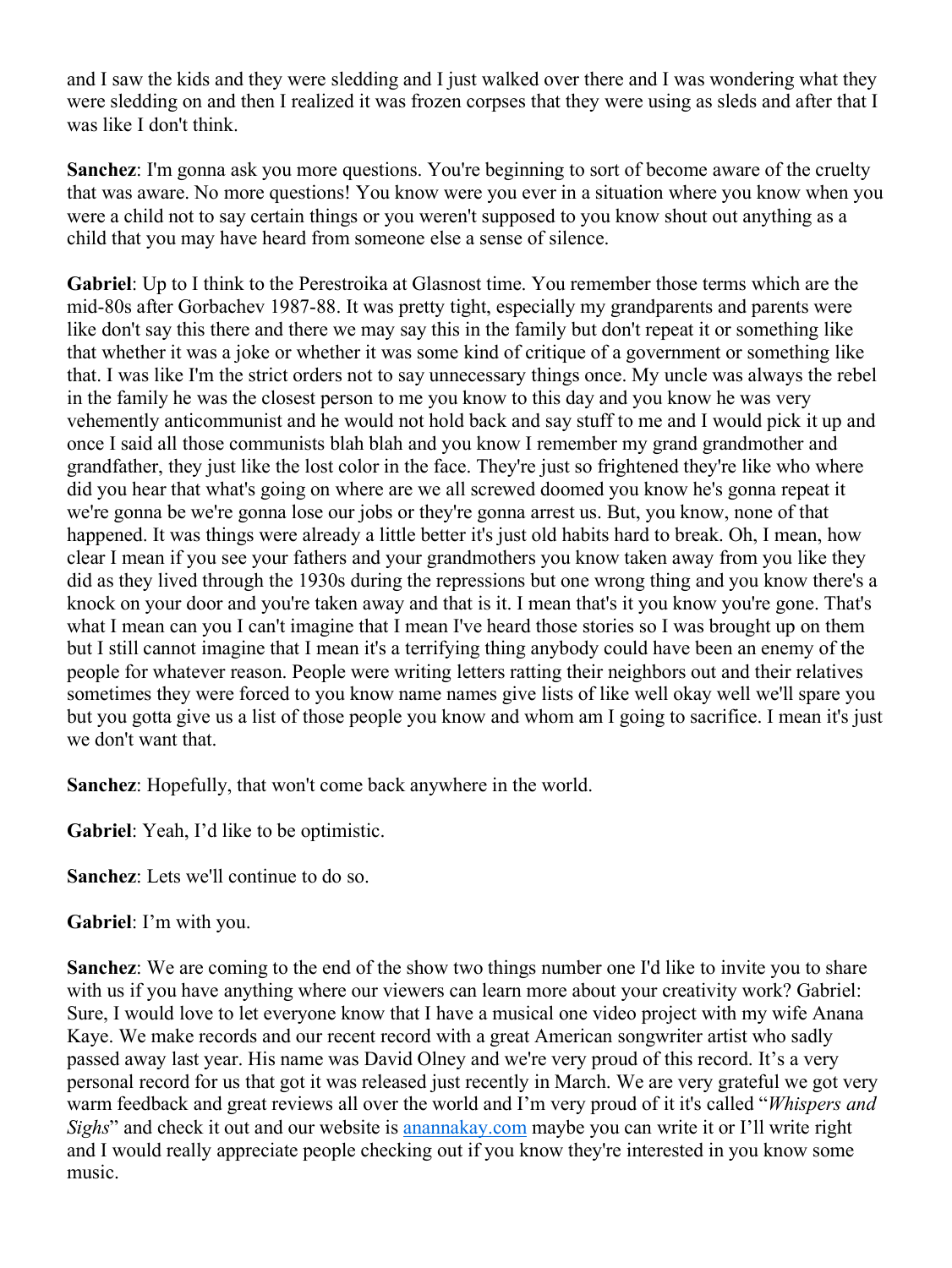and I saw the kids and they were sledding and I just walked over there and I was wondering what they were sledding on and then I realized it was frozen corpses that they were using as sleds and after that I was like I don't think.

**Sanchez**: I'm gonna ask you more questions. You're beginning to sort of become aware of the cruelty that was aware. No more questions! You know were you ever in a situation where you know when you were a child not to say certain things or you weren't supposed to you know shout out anything as a child that you may have heard from someone else a sense of silence.

**Gabriel**: Up to I think to the Perestroika at Glasnost time. You remember those terms which are the mid-80s after Gorbachev 1987-88. It was pretty tight, especially my grandparents and parents were like don't say this there and there we may say this in the family but don't repeat it or something like that whether it was a joke or whether it was some kind of critique of a government or something like that. I was like I'm the strict orders not to say unnecessary things once. My uncle was always the rebel in the family he was the closest person to me you know to this day and you know he was very vehemently anticommunist and he would not hold back and say stuff to me and I would pick it up and once I said all those communists blah blah and you know I remember my grand grandmother and grandfather, they just like the lost color in the face. They're just so frightened they're like who where did you hear that what's going on where are we all screwed doomed you know he's gonna repeat it we're gonna be we're gonna lose our jobs or they're gonna arrest us. But, you know, none of that happened. It was things were already a little better it's just old habits hard to break. Oh, I mean, how clear I mean if you see your fathers and your grandmothers you know taken away from you like they did as they lived through the 1930s during the repressions but one wrong thing and you know there's a knock on your door and you're taken away and that is it. I mean that's it you know you're gone. That's what I mean can you I can't imagine that I mean I've heard those stories so I was brought up on them but I still cannot imagine that I mean it's a terrifying thing anybody could have been an enemy of the people for whatever reason. People were writing letters ratting their neighbors out and their relatives sometimes they were forced to you know name names give lists of like well okay well we'll spare you but you gotta give us a list of those people you know and whom am I going to sacrifice. I mean it's just we don't want that.

**Sanchez**: Hopefully, that won't come back anywhere in the world.

**Gabriel**: Yeah, I'd like to be optimistic.

**Sanchez**: Lets we'll continue to do so.

**Gabriel**: I'm with you.

**Sanchez**: We are coming to the end of the show two things number one I'd like to invite you to share with us if you have anything where our viewers can learn more about your creativity work? Gabriel: Sure, I would love to let everyone know that I have a musical one video project with my wife Anana Kaye. We make records and our recent record with a great American songwriter artist who sadly passed away last year. His name was David Olney and we're very proud of this record. It's a very personal record for us that got it was released just recently in March. We are very grateful we got very warm feedback and great reviews all over the world and I'm very proud of it it's called "*Whispers and Sighs*" and check it out and our website is [anannakay.com](anannakay.com) maybe you can write it or I'll write right and I would really appreciate people checking out if you know they're interested in you know some music.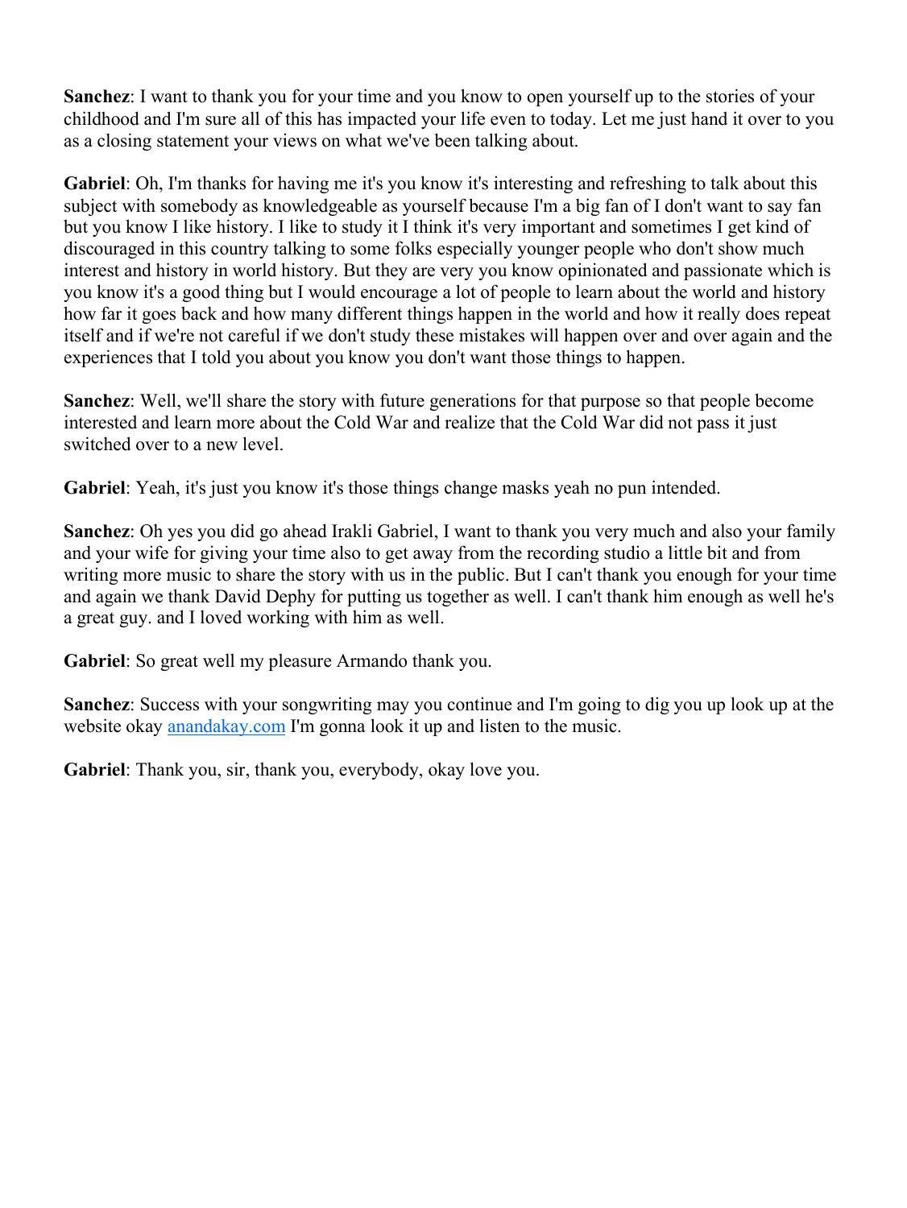**Sanchez**: I want to thank you for your time and you know to open yourself up to the stories of your childhood and I'm sure all of this has impacted your life even to today. Let me just hand it over to you as a closing statement your views on what we've been talking about.

**Gabriel**: Oh, I'm thanks for having me it's you know it's interesting and refreshing to talk about this subject with somebody as knowledgeable as yourself because I'm a big fan of I don't want to say fan but you know I like history. I like to study it I think it's very important and sometimes I get kind of discouraged in this country talking to some folks especially younger people who don't show much interest and history in world history. But they are very you know opinionated and passionate which is you know it's a good thing but I would encourage a lot of people to learn about the world and history how far it goes back and how many different things happen in the world and how it really does repeat itself and if we're not careful if we don't study these mistakes will happen over and over again and the experiences that I told you about you know you don't want those things to happen.

**Sanchez**: Well, we'll share the story with future generations for that purpose so that people become interested and learn more about the Cold War and realize that the Cold War did not pass it just switched over to a new level.

**Gabriel**: Yeah, it's just you know it's those things change masks yeah no pun intended.

**Sanchez**: Oh yes you did go ahead Irakli Gabriel, I want to thank you very much and also your family and your wife for giving your time also to get away from the recording studio a little bit and from writing more music to share the story with us in the public. But I can't thank you enough for your time and again we thank David Dephy for putting us together as well. I can't thank him enough as well he's a great guy. and I loved working with him as well.

**Gabriel**: So great well my pleasure Armando thank you.

**Sanchez**: Success with your songwriting may you continue and I'm going to dig you up look up at the website okay [anandakay.com](anandakay.com) I'm gonna look it up and listen to the music.

**Gabriel**: Thank you, sir, thank you, everybody, okay love you.